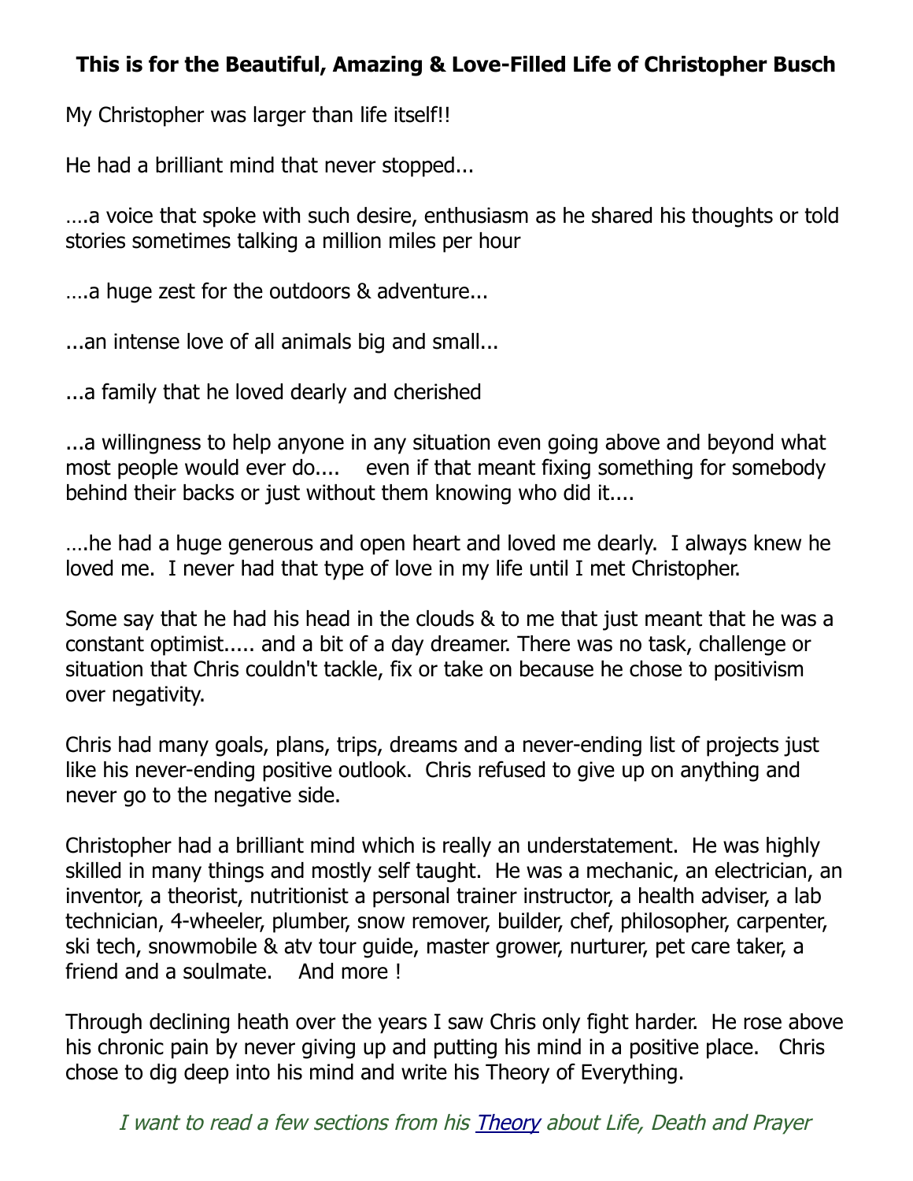**This is for the Beautiful, Amazing & Love-Filled Life of Christopher Busch**

My Christopher was larger than life itself!!

He had a brilliant mind that never stopped...

….a voice that spoke with such desire, enthusiasm as he shared his thoughts or told stories sometimes talking a million miles per hour

….a huge zest for the outdoors & adventure...

...an intense love of all animals big and small...

...a family that he loved dearly and cherished

...a willingness to help anyone in any situation even going above and beyond what most people would ever do.... even if that meant fixing something for somebody behind their backs or just without them knowing who did it....

….he had a huge generous and open heart and loved me dearly. I always knew he loved me. I never had that type of love in my life until I met Christopher.

Some say that he had his head in the clouds & to me that just meant that he was a constant optimist..... and a bit of a day dreamer. There was no task, challenge or situation that Chris couldn't tackle, fix or take on because he chose to positivism over negativity.

Chris had many goals, plans, trips, dreams and a never-ending list of projects just like his never-ending positive outlook. Chris refused to give up on anything and never go to the negative side.

Christopher had a brilliant mind which is really an understatement. He was highly skilled in many things and mostly self taught. He was a mechanic, an electrician, an inventor, a theorist, nutritionist a personal trainer instructor, a health adviser, a lab technician, 4-wheeler, plumber, snow remover, builder, chef, philosopher, carpenter, ski tech, snowmobile & atv tour guide, master grower, nurturer, pet care taker, a friend and a soulmate. And more !

Through declining heath over the years I saw Chris only fight harder. He rose above his chronic pain by never giving up and putting his mind in a positive place. Chris chose to dig deep into his mind and write his Theory of Everything.

*I want to read a few sections from his Theory about Life, Death and Prayer*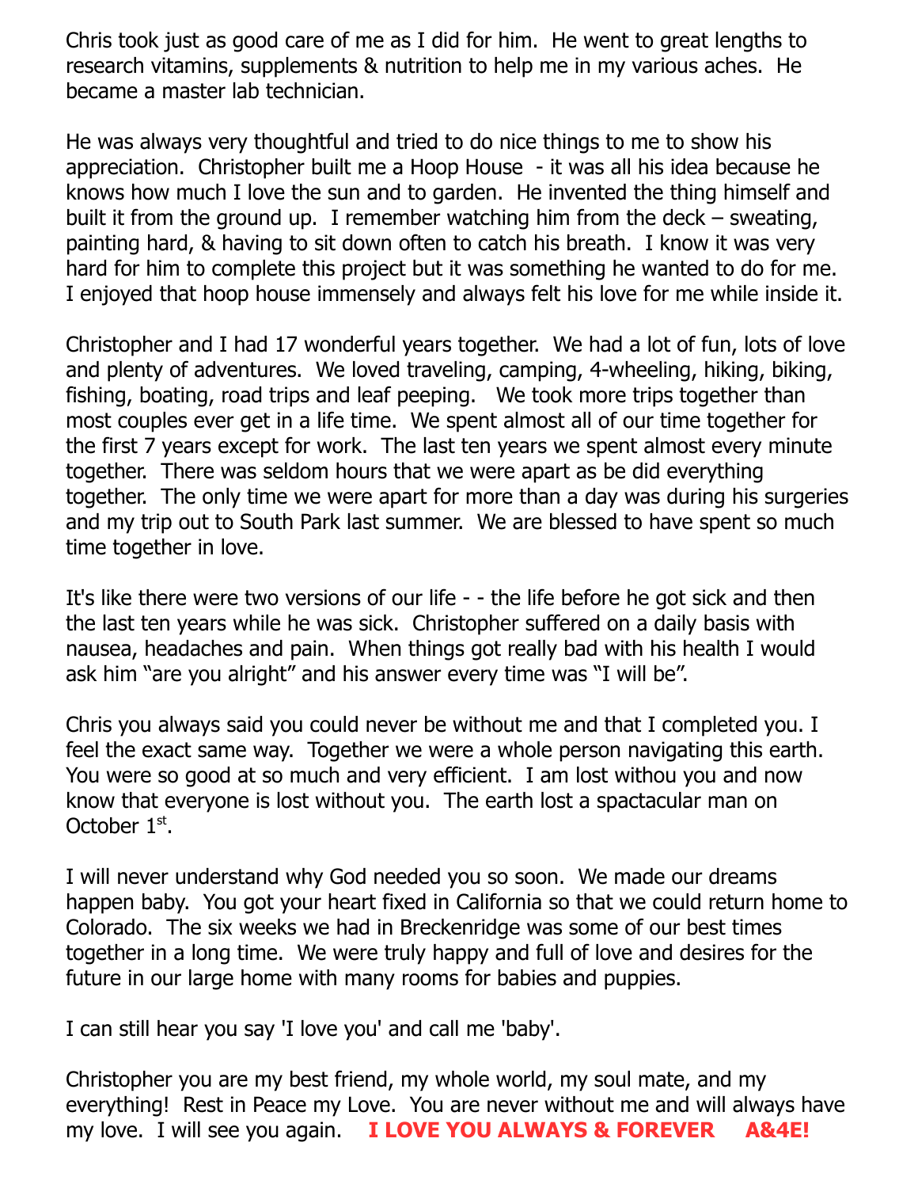Chris took just as good care of me as I did for him. He went to great lengths to research vitamins, supplements & nutrition to help me in my various aches. He became a master lab technician.

He was always very thoughtful and tried to do nice things to me to show his appreciation. Christopher built me a Hoop House - it was all his idea because he knows how much I love the sun and to garden. He invented the thing himself and built it from the ground up. I remember watching him from the deck – sweating, painting hard, & having to sit down often to catch his breath. I know it was very hard for him to complete this project but it was something he wanted to do for me. I enjoyed that hoop house immensely and always felt his love for me while inside it.

Christopher and I had 17 wonderful years together. We had a lot of fun, lots of love and plenty of adventures. We loved traveling, camping, 4-wheeling, hiking, biking, fishing, boating, road trips and leaf peeping. We took more trips together than most couples ever get in a life time. We spent almost all of our time together for the first 7 years except for work. The last ten years we spent almost every minute together. There was seldom hours that we were apart as be did everything together. The only time we were apart for more than a day was during his surgeries and my trip out to South Park last summer. We are blessed to have spent so much time together in love.

It's like there were two versions of our life - - the life before he got sick and then the last ten years while he was sick. Christopher suffered on a daily basis with nausea, headaches and pain. When things got really bad with his health I would ask him "are you alright" and his answer every time was "I will be".

Chris you always said you could never be without me and that I completed you. I feel the exact same way. Together we were a whole person navigating this earth. You were so good at so much and very efficient. I am lost withou you and now know that everyone is lost without you. The earth lost a spactacular man on October 1st.

I will never understand why God needed you so soon. We made our dreams happen baby. You got your heart fixed in California so that we could return home to Colorado. The six weeks we had in Breckenridge was some of our best times together in a long time. We were truly happy and full of love and desires for the future in our large home with many rooms for babies and puppies.

I can still hear you say 'I love you' and call me 'baby'.

Christopher you are my best friend, my whole world, my soul mate, and my everything! Rest in Peace my Love. You are never without me and will always have my love. I will see you again. **I LOVE YOU ALWAYS & FOREVER A&4E!**